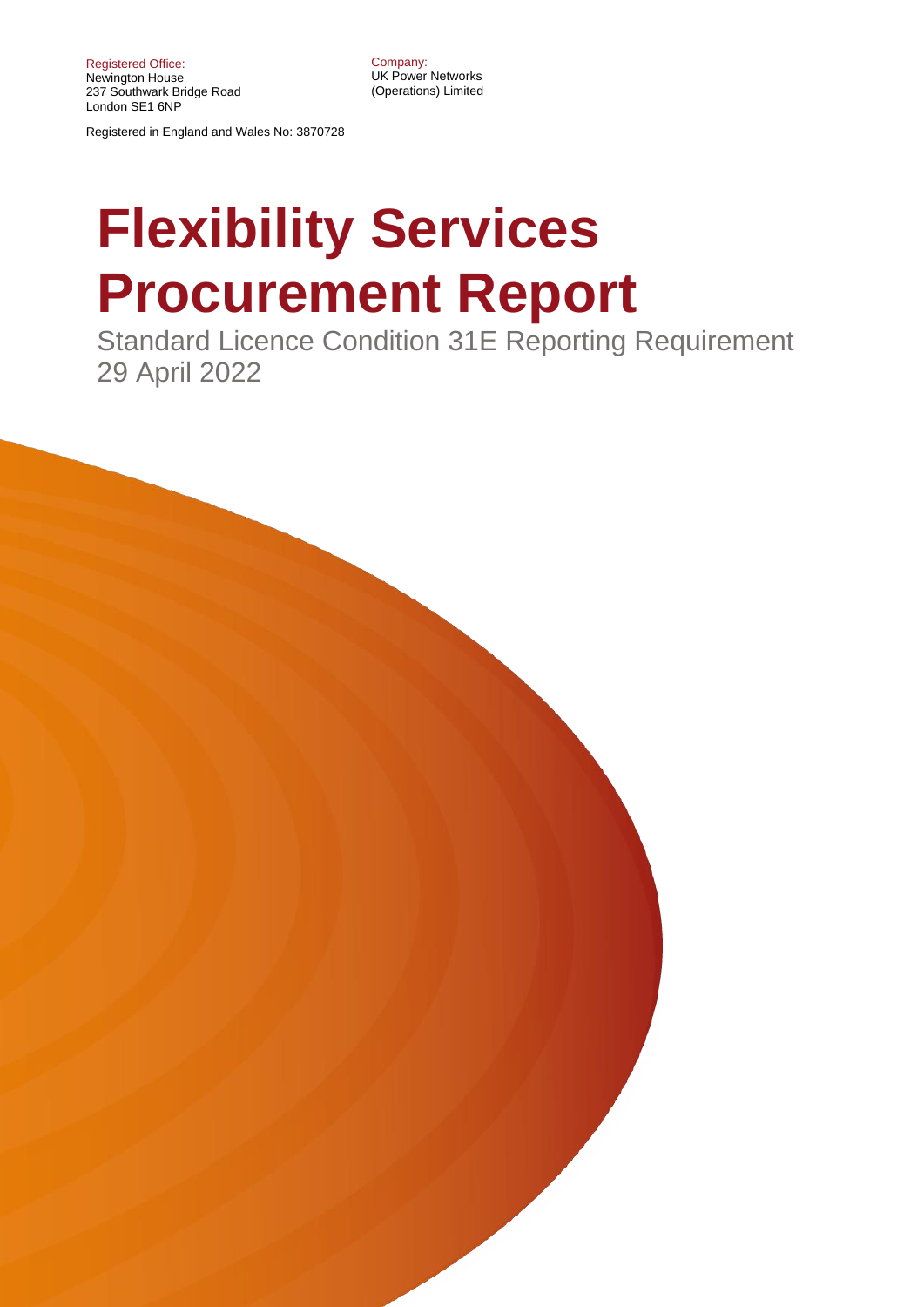Registered Office:
Newington House
237 Southwark Bridge Road
London SE1 6NP

Company:
UK Power Networks
(Operations) Limited

Registered in England and Wales No: 3870728

# Flexibility Services Procurement Report

Standard Licence Condition 31E Reporting Requirement
29 April 2022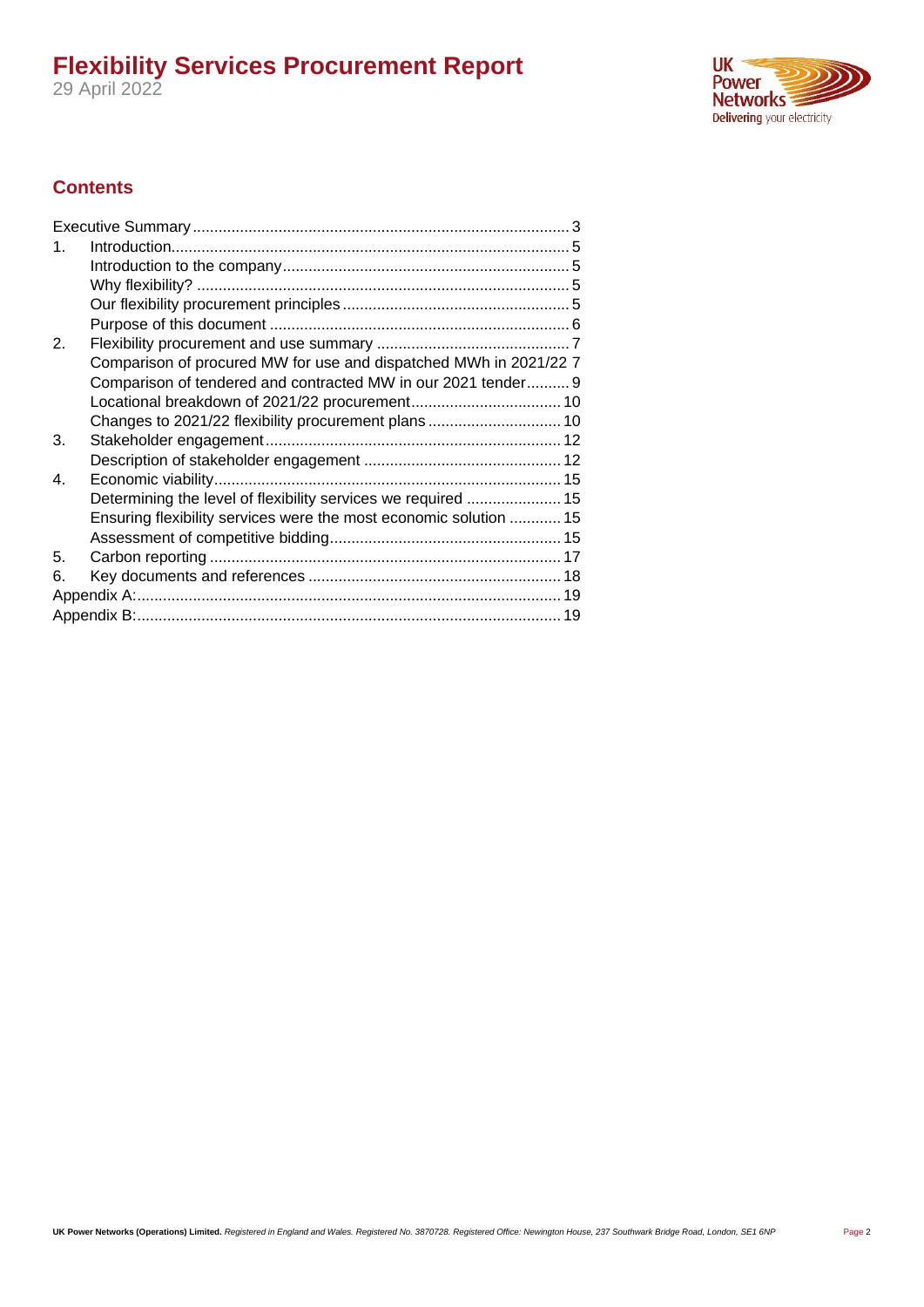## Contents

| | | |
|---|---|---|
| Executive Summary | | 3 |
| 1. | Introduction | 5 |
| | Introduction to the company | 5 |
| | Why flexibility? | 5 |
| | Our flexibility procurement principles | 5 |
| | Purpose of this document | 6 |
| 2. | Flexibility procurement and use summary | 7 |
| | Comparison of procured MW for use and dispatched MWh in 2021/22 | 7 |
| | Comparison of tendered and contracted MW in our 2021 tender | 9 |
| | Locational breakdown of 2021/22 procurement | 10 |
| | Changes to 2021/22 flexibility procurement plans | 10 |
| 3. | Stakeholder engagement | 12 |
| | Description of stakeholder engagement | 12 |
| 4. | Economic viability | 15 |
| | Determining the level of flexibility services we required | 15 |
| | Ensuring flexibility services were the most economic solution | 15 |
| | Assessment of competitive bidding | 15 |
| 5. | Carbon reporting | 17 |
| 6. | Key documents and references | 18 |
| Appendix A: | | 19 |
| Appendix B: | | 19 |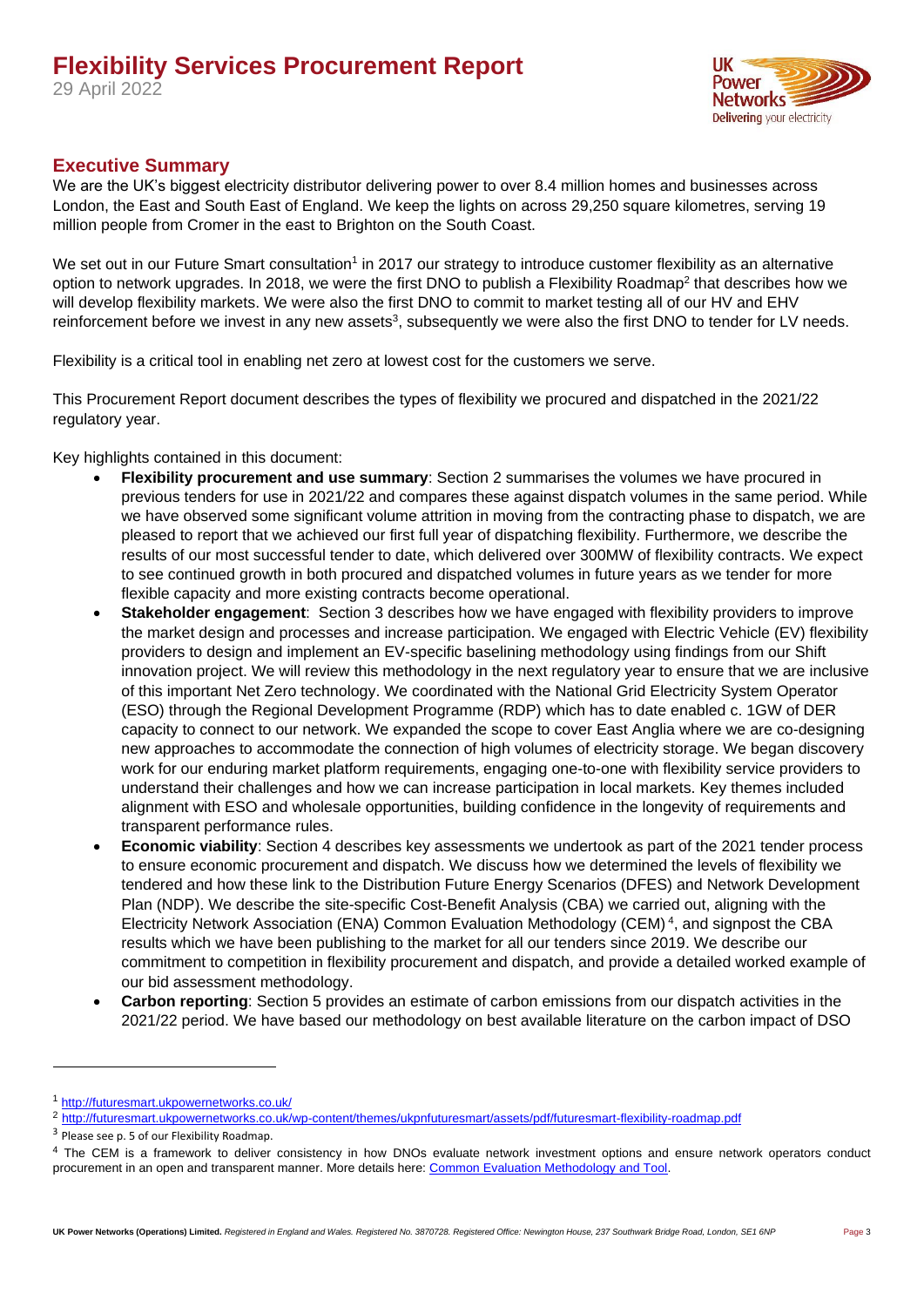# Flexibility Services Procurement Report

29 April 2022

## Executive Summary

We are the UK's biggest electricity distributor delivering power to over 8.4 million homes and businesses across London, the East and South East of England. We keep the lights on across 29,250 square kilometres, serving 19 million people from Cromer in the east to Brighton on the South Coast.

We set out in our Future Smart consultation[1] in 2017 our strategy to introduce customer flexibility as an alternative option to network upgrades. In 2018, we were the first DNO to publish a Flexibility Roadmap[2] that describes how we will develop flexibility markets. We were also the first DNO to commit to market testing all of our HV and EHV reinforcement before we invest in any new assets[3], subsequently we were also the first DNO to tender for LV needs.

Flexibility is a critical tool in enabling net zero at lowest cost for the customers we serve.

This Procurement Report document describes the types of flexibility we procured and dispatched in the 2021/22 regulatory year.

Key highlights contained in this document:

- **Flexibility procurement and use summary**: Section 2 summarises the volumes we have procured in previous tenders for use in 2021/22 and compares these against dispatch volumes in the same period. While we have observed some significant volume attrition in moving from the contracting phase to dispatch, we are pleased to report that we achieved our first full year of dispatching flexibility. Furthermore, we describe the results of our most successful tender to date, which delivered over 300MW of flexibility contracts. We expect to see continued growth in both procured and dispatched volumes in future years as we tender for more flexible capacity and more existing contracts become operational.
- **Stakeholder engagement**: Section 3 describes how we have engaged with flexibility providers to improve the market design and processes and increase participation. We engaged with Electric Vehicle (EV) flexibility providers to design and implement an EV-specific baselining methodology using findings from our Shift innovation project. We will review this methodology in the next regulatory year to ensure that we are inclusive of this important Net Zero technology. We coordinated with the National Grid Electricity System Operator (ESO) through the Regional Development Programme (RDP) which has to date enabled c. 1GW of DER capacity to connect to our network. We expanded the scope to cover East Anglia where we are co-designing new approaches to accommodate the connection of high volumes of electricity storage. We began discovery work for our enduring market platform requirements, engaging one-to-one with flexibility service providers to understand their challenges and how we can increase participation in local markets. Key themes included alignment with ESO and wholesale opportunities, building confidence in the longevity of requirements and transparent performance rules.
- **Economic viability**: Section 4 describes key assessments we undertook as part of the 2021 tender process to ensure economic procurement and dispatch. We discuss how we determined the levels of flexibility we tendered and how these link to the Distribution Future Energy Scenarios (DFES) and Network Development Plan (NDP). We describe the site-specific Cost-Benefit Analysis (CBA) we carried out, aligning with the Electricity Network Association (ENA) Common Evaluation Methodology (CEM)[4], and signpost the CBA results which we have been publishing to the market for all our tenders since 2019. We describe our commitment to competition in flexibility procurement and dispatch, and provide a detailed worked example of our bid assessment methodology.
- **Carbon reporting**: Section 5 provides an estimate of carbon emissions from our dispatch activities in the 2021/22 period. We have based our methodology on best available literature on the carbon impact of DSO

---

[1] http://futuresmart.ukpowernetworks.co.uk/

[2] http://futuresmart.ukpowernetworks.co.uk/wp-content/themes/ukpnfuturesmart/assets/pdf/futuresmart-flexibility-roadmap.pdf

[3] Please see p. 5 of our Flexibility Roadmap.

[4] The CEM is a framework to deliver consistency in how DNOs evaluate network investment options and ensure network operators conduct procurement in an open and transparent manner. More details here: Common Evaluation Methodology and Tool.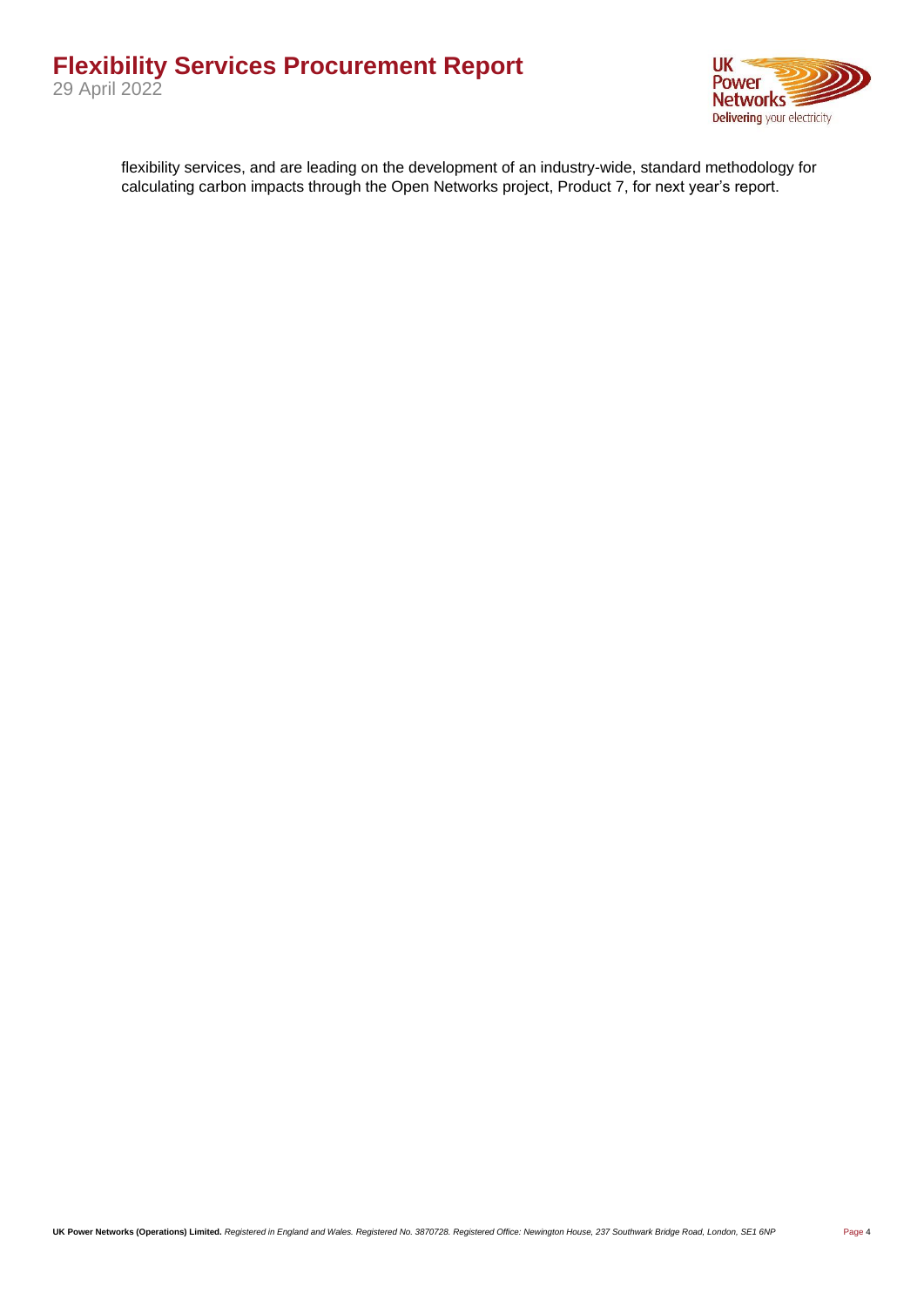flexibility services, and are leading on the development of an industry-wide, standard methodology for calculating carbon impacts through the Open Networks project, Product 7, for next year's report.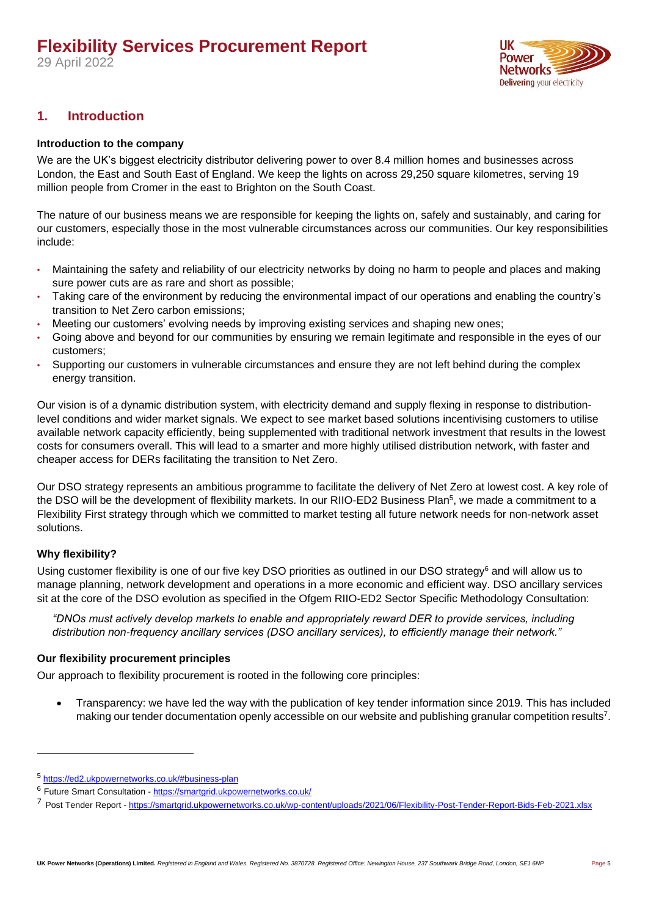## 1. Introduction

**Introduction to the company**

We are the UK's biggest electricity distributor delivering power to over 8.4 million homes and businesses across London, the East and South East of England. We keep the lights on across 29,250 square kilometres, serving 19 million people from Cromer in the east to Brighton on the South Coast.

The nature of our business means we are responsible for keeping the lights on, safely and sustainably, and caring for our customers, especially those in the most vulnerable circumstances across our communities. Our key responsibilities include:

- Maintaining the safety and reliability of our electricity networks by doing no harm to people and places and making sure power cuts are as rare and short as possible;
- Taking care of the environment by reducing the environmental impact of our operations and enabling the country's transition to Net Zero carbon emissions;
- Meeting our customers' evolving needs by improving existing services and shaping new ones;
- Going above and beyond for our communities by ensuring we remain legitimate and responsible in the eyes of our customers;
- Supporting our customers in vulnerable circumstances and ensure they are not left behind during the complex energy transition.

Our vision is of a dynamic distribution system, with electricity demand and supply flexing in response to distribution-level conditions and wider market signals. We expect to see market based solutions incentivising customers to utilise available network capacity efficiently, being supplemented with traditional network investment that results in the lowest costs for consumers overall. This will lead to a smarter and more highly utilised distribution network, with faster and cheaper access for DERs facilitating the transition to Net Zero.

Our DSO strategy represents an ambitious programme to facilitate the delivery of Net Zero at lowest cost. A key role of the DSO will be the development of flexibility markets. In our RIIO-ED2 Business Plan[5], we made a commitment to a Flexibility First strategy through which we committed to market testing all future network needs for non-network asset solutions.

**Why flexibility?**

Using customer flexibility is one of our five key DSO priorities as outlined in our DSO strategy[6] and will allow us to manage planning, network development and operations in a more economic and efficient way. DSO ancillary services sit at the core of the DSO evolution as specified in the Ofgem RIIO-ED2 Sector Specific Methodology Consultation:

> *"DNOs must actively develop markets to enable and appropriately reward DER to provide services, including distribution non-frequency ancillary services (DSO ancillary services), to efficiently manage their network."*

**Our flexibility procurement principles**

Our approach to flexibility procurement is rooted in the following core principles:

- Transparency: we have led the way with the publication of key tender information since 2019. This has included making our tender documentation openly accessible on our website and publishing granular competition results[7].

---

[5] https://ed2.ukpowernetworks.co.uk/#business-plan

[6] Future Smart Consultation - https://smartgrid.ukpowernetworks.co.uk/

[7] Post Tender Report - https://smartgrid.ukpowernetworks.co.uk/wp-content/uploads/2021/06/Flexibility-Post-Tender-Report-Bids-Feb-2021.xlsx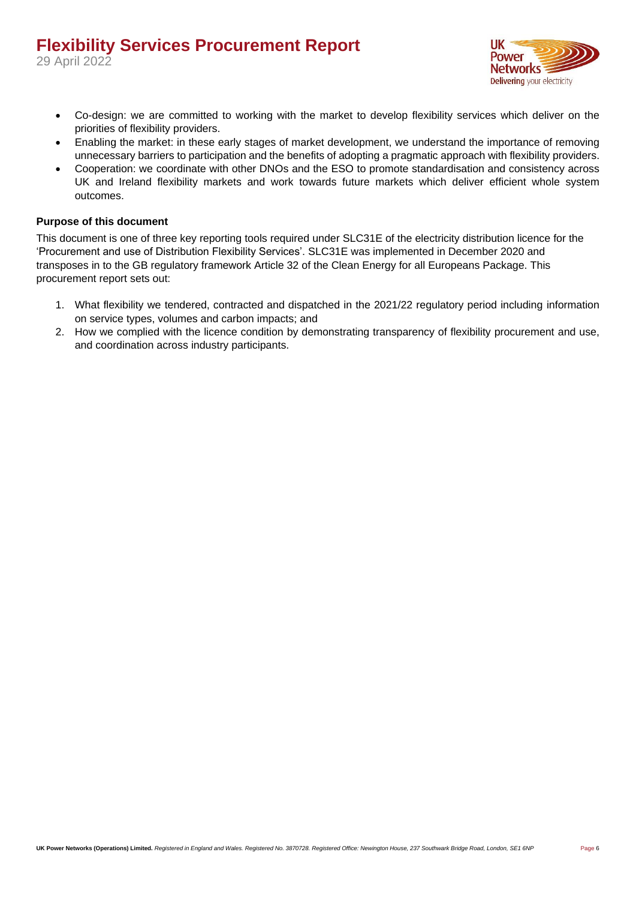- Co-design: we are committed to working with the market to develop flexibility services which deliver on the priorities of flexibility providers.
- Enabling the market: in these early stages of market development, we understand the importance of removing unnecessary barriers to participation and the benefits of adopting a pragmatic approach with flexibility providers.
- Cooperation: we coordinate with other DNOs and the ESO to promote standardisation and consistency across UK and Ireland flexibility markets and work towards future markets which deliver efficient whole system outcomes.

**Purpose of this document**

This document is one of three key reporting tools required under SLC31E of the electricity distribution licence for the 'Procurement and use of Distribution Flexibility Services'. SLC31E was implemented in December 2020 and transposes in to the GB regulatory framework Article 32 of the Clean Energy for all Europeans Package. This procurement report sets out:

1. What flexibility we tendered, contracted and dispatched in the 2021/22 regulatory period including information on service types, volumes and carbon impacts; and
2. How we complied with the licence condition by demonstrating transparency of flexibility procurement and use, and coordination across industry participants.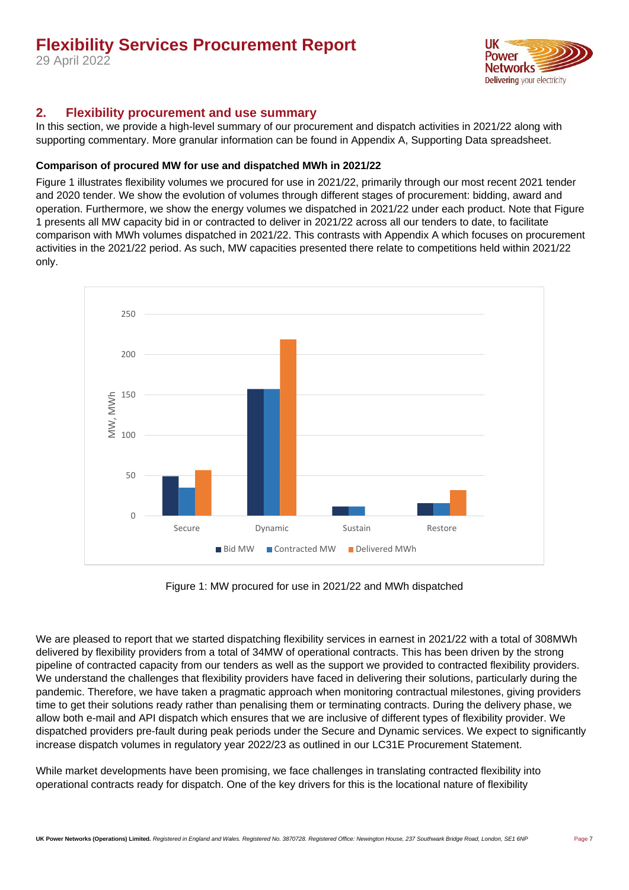## 2. Flexibility procurement and use summary

In this section, we provide a high-level summary of our procurement and dispatch activities in 2021/22 along with supporting commentary. More granular information can be found in Appendix A, Supporting Data spreadsheet.

**Comparison of procured MW for use and dispatched MWh in 2021/22**

Figure 1 illustrates flexibility volumes we procured for use in 2021/22, primarily through our most recent 2021 tender and 2020 tender. We show the evolution of volumes through different stages of procurement: bidding, award and operation. Furthermore, we show the energy volumes we dispatched in 2021/22 under each product. Note that Figure 1 presents all MW capacity bid in or contracted to deliver in 2021/22 across all our tenders to date, to facilitate comparison with MWh volumes dispatched in 2021/22. This contrasts with Appendix A which focuses on procurement activities in the 2021/22 period. As such, MW capacities presented there relate to competitions held within 2021/22 only.

Figure 1: MW procured for use in 2021/22 and MWh dispatched

We are pleased to report that we started dispatching flexibility services in earnest in 2021/22 with a total of 308MWh delivered by flexibility providers from a total of 34MW of operational contracts. This has been driven by the strong pipeline of contracted capacity from our tenders as well as the support we provided to contracted flexibility providers. We understand the challenges that flexibility providers have faced in delivering their solutions, particularly during the pandemic. Therefore, we have taken a pragmatic approach when monitoring contractual milestones, giving providers time to get their solutions ready rather than penalising them or terminating contracts. During the delivery phase, we allow both e-mail and API dispatch which ensures that we are inclusive of different types of flexibility provider. We dispatched providers pre-fault during peak periods under the Secure and Dynamic services. We expect to significantly increase dispatch volumes in regulatory year 2022/23 as outlined in our LC31E Procurement Statement.

While market developments have been promising, we face challenges in translating contracted flexibility into operational contracts ready for dispatch. One of the key drivers for this is the locational nature of flexibility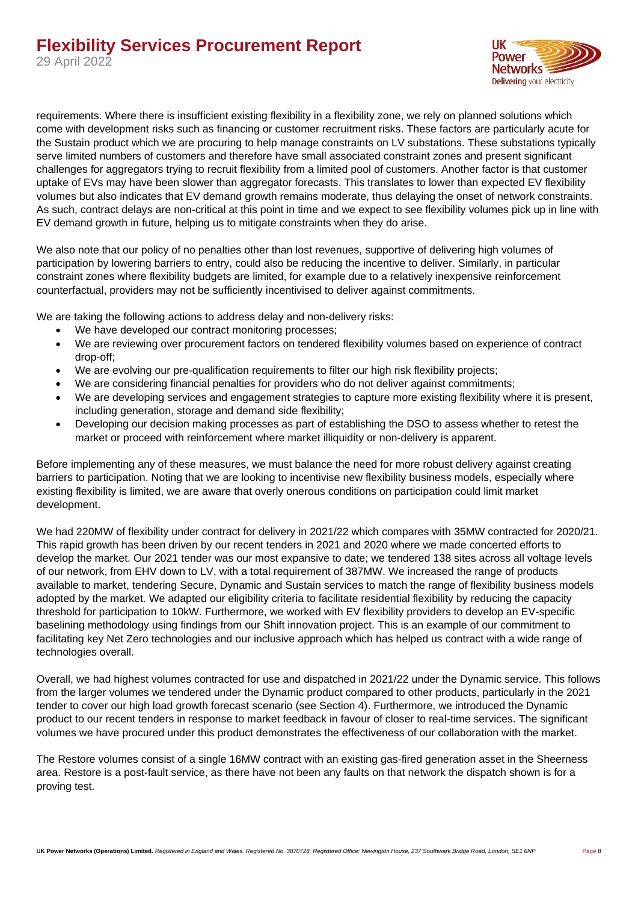requirements. Where there is insufficient existing flexibility in a flexibility zone, we rely on planned solutions which come with development risks such as financing or customer recruitment risks. These factors are particularly acute for the Sustain product which we are procuring to help manage constraints on LV substations. These substations typically serve limited numbers of customers and therefore have small associated constraint zones and present significant challenges for aggregators trying to recruit flexibility from a limited pool of customers. Another factor is that customer uptake of EVs may have been slower than aggregator forecasts. This translates to lower than expected EV flexibility volumes but also indicates that EV demand growth remains moderate, thus delaying the onset of network constraints. As such, contract delays are non-critical at this point in time and we expect to see flexibility volumes pick up in line with EV demand growth in future, helping us to mitigate constraints when they do arise.

We also note that our policy of no penalties other than lost revenues, supportive of delivering high volumes of participation by lowering barriers to entry, could also be reducing the incentive to deliver. Similarly, in particular constraint zones where flexibility budgets are limited, for example due to a relatively inexpensive reinforcement counterfactual, providers may not be sufficiently incentivised to deliver against commitments.

We are taking the following actions to address delay and non-delivery risks:

- We have developed our contract monitoring processes;
- We are reviewing over procurement factors on tendered flexibility volumes based on experience of contract drop-off;
- We are evolving our pre-qualification requirements to filter our high risk flexibility projects;
- We are considering financial penalties for providers who do not deliver against commitments;
- We are developing services and engagement strategies to capture more existing flexibility where it is present, including generation, storage and demand side flexibility;
- Developing our decision making processes as part of establishing the DSO to assess whether to retest the market or proceed with reinforcement where market illiquidity or non-delivery is apparent.

Before implementing any of these measures, we must balance the need for more robust delivery against creating barriers to participation. Noting that we are looking to incentivise new flexibility business models, especially where existing flexibility is limited, we are aware that overly onerous conditions on participation could limit market development.

We had 220MW of flexibility under contract for delivery in 2021/22 which compares with 35MW contracted for 2020/21. This rapid growth has been driven by our recent tenders in 2021 and 2020 where we made concerted efforts to develop the market. Our 2021 tender was our most expansive to date; we tendered 138 sites across all voltage levels of our network, from EHV down to LV, with a total requirement of 387MW. We increased the range of products available to market, tendering Secure, Dynamic and Sustain services to match the range of flexibility business models adopted by the market. We adapted our eligibility criteria to facilitate residential flexibility by reducing the capacity threshold for participation to 10kW. Furthermore, we worked with EV flexibility providers to develop an EV-specific baselining methodology using findings from our Shift innovation project. This is an example of our commitment to facilitating key Net Zero technologies and our inclusive approach which has helped us contract with a wide range of technologies overall.

Overall, we had highest volumes contracted for use and dispatched in 2021/22 under the Dynamic service. This follows from the larger volumes we tendered under the Dynamic product compared to other products, particularly in the 2021 tender to cover our high load growth forecast scenario (see Section 4). Furthermore, we introduced the Dynamic product to our recent tenders in response to market feedback in favour of closer to real-time services. The significant volumes we have procured under this product demonstrates the effectiveness of our collaboration with the market.

The Restore volumes consist of a single 16MW contract with an existing gas-fired generation asset in the Sheerness area. Restore is a post-fault service, as there have not been any faults on that network the dispatch shown is for a proving test.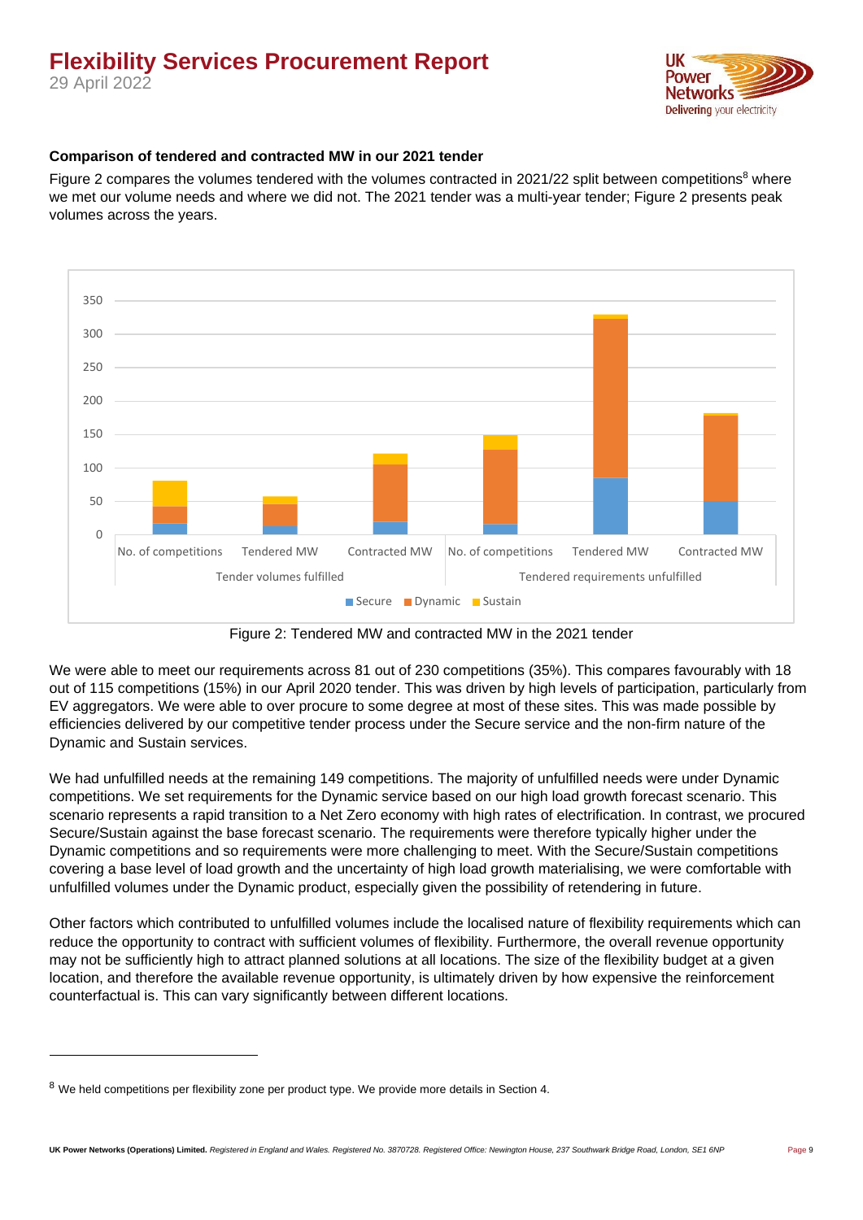### Comparison of tendered and contracted MW in our 2021 tender

Figure 2 compares the volumes tendered with the volumes contracted in 2021/22 split between competitions[8] where we met our volume needs and where we did not. The 2021 tender was a multi-year tender; Figure 2 presents peak volumes across the years.

Figure 2: Tendered MW and contracted MW in the 2021 tender

We were able to meet our requirements across 81 out of 230 competitions (35%). This compares favourably with 18 out of 115 competitions (15%) in our April 2020 tender. This was driven by high levels of participation, particularly from EV aggregators. We were able to over procure to some degree at most of these sites. This was made possible by efficiencies delivered by our competitive tender process under the Secure service and the non-firm nature of the Dynamic and Sustain services.

We had unfulfilled needs at the remaining 149 competitions. The majority of unfulfilled needs were under Dynamic competitions. We set requirements for the Dynamic service based on our high load growth forecast scenario. This scenario represents a rapid transition to a Net Zero economy with high rates of electrification. In contrast, we procured Secure/Sustain against the base forecast scenario. The requirements were therefore typically higher under the Dynamic competitions and so requirements were more challenging to meet. With the Secure/Sustain competitions covering a base level of load growth and the uncertainty of high load growth materialising, we were comfortable with unfulfilled volumes under the Dynamic product, especially given the possibility of retendering in future.

Other factors which contributed to unfulfilled volumes include the localised nature of flexibility requirements which can reduce the opportunity to contract with sufficient volumes of flexibility. Furthermore, the overall revenue opportunity may not be sufficiently high to attract planned solutions at all locations. The size of the flexibility budget at a given location, and therefore the available revenue opportunity, is ultimately driven by how expensive the reinforcement counterfactual is. This can vary significantly between different locations.

[8] We held competitions per flexibility zone per product type. We provide more details in Section 4.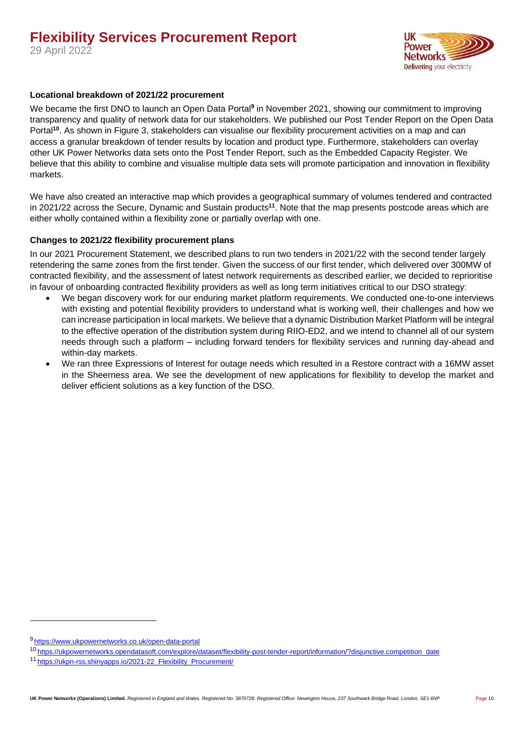### Locational breakdown of 2021/22 procurement

We became the first DNO to launch an Open Data Portal[9] in November 2021, showing our commitment to improving transparency and quality of network data for our stakeholders. We published our Post Tender Report on the Open Data Portal[10]. As shown in Figure 3, stakeholders can visualise our flexibility procurement activities on a map and can access a granular breakdown of tender results by location and product type. Furthermore, stakeholders can overlay other UK Power Networks data sets onto the Post Tender Report, such as the Embedded Capacity Register. We believe that this ability to combine and visualise multiple data sets will promote participation and innovation in flexibility markets.

We have also created an interactive map which provides a geographical summary of volumes tendered and contracted in 2021/22 across the Secure, Dynamic and Sustain products[11]. Note that the map presents postcode areas which are either wholly contained within a flexibility zone or partially overlap with one.

### Changes to 2021/22 flexibility procurement plans

In our 2021 Procurement Statement, we described plans to run two tenders in 2021/22 with the second tender largely retendering the same zones from the first tender. Given the success of our first tender, which delivered over 300MW of contracted flexibility, and the assessment of latest network requirements as described earlier, we decided to reprioritise in favour of onboarding contracted flexibility providers as well as long term initiatives critical to our DSO strategy:

- We began discovery work for our enduring market platform requirements. We conducted one-to-one interviews with existing and potential flexibility providers to understand what is working well, their challenges and how we can increase participation in local markets. We believe that a dynamic Distribution Market Platform will be integral to the effective operation of the distribution system during RIIO-ED2, and we intend to channel all of our system needs through such a platform – including forward tenders for flexibility services and running day-ahead and within-day markets.
- We ran three Expressions of Interest for outage needs which resulted in a Restore contract with a 16MW asset in the Sheerness area. We see the development of new applications for flexibility to develop the market and deliver efficient solutions as a key function of the DSO.

---

[9] https://www.ukpowernetworks.co.uk/open-data-portal

[10] https://ukpowernetworks.opendatasoft.com/explore/dataset/flexibility-post-tender-report/information/?disjunctive.competition_date

[11] https://ukpn-rss.shinyapps.io/2021-22_Flexibility_Procurement/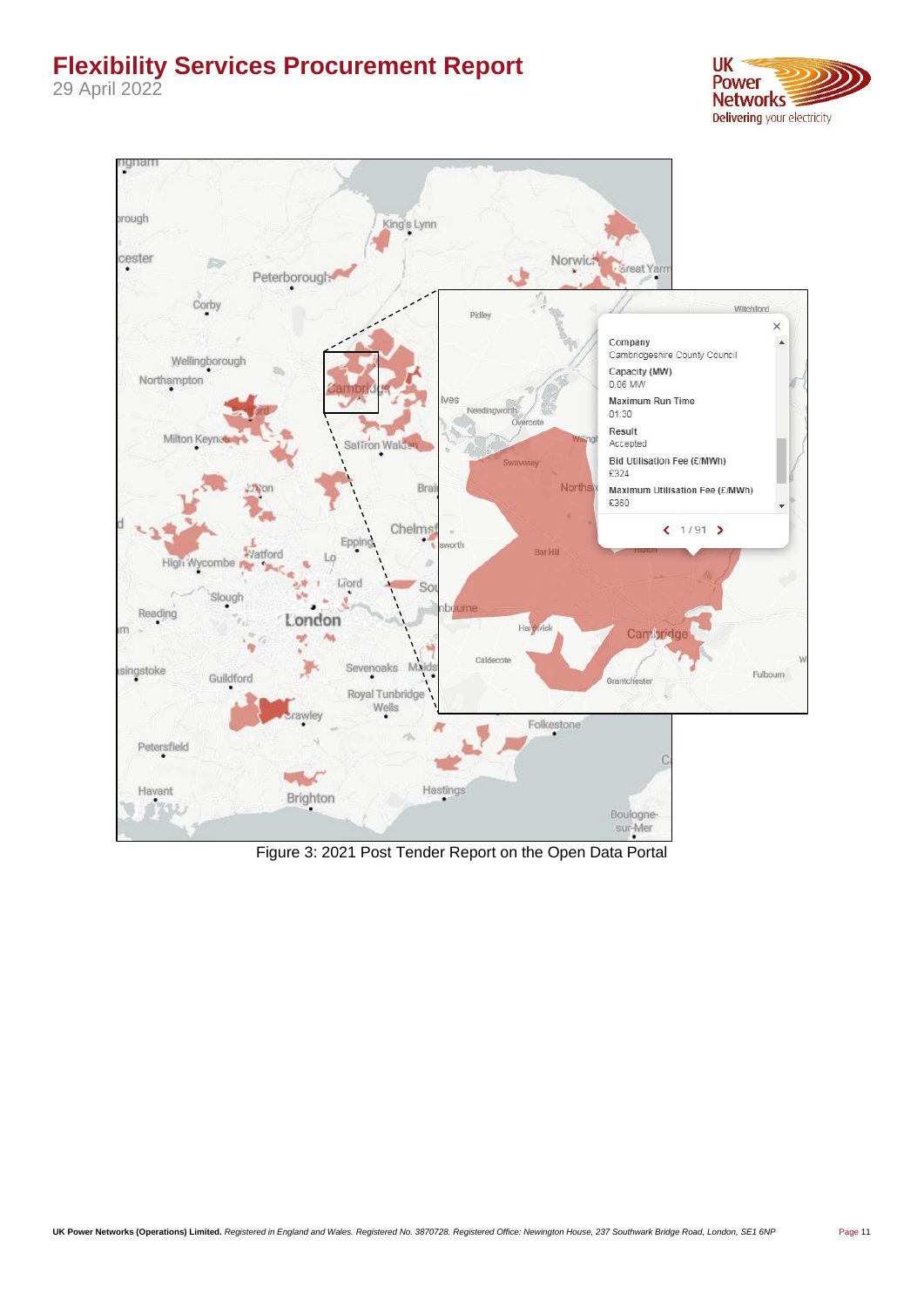Figure 3: 2021 Post Tender Report on the Open Data Portal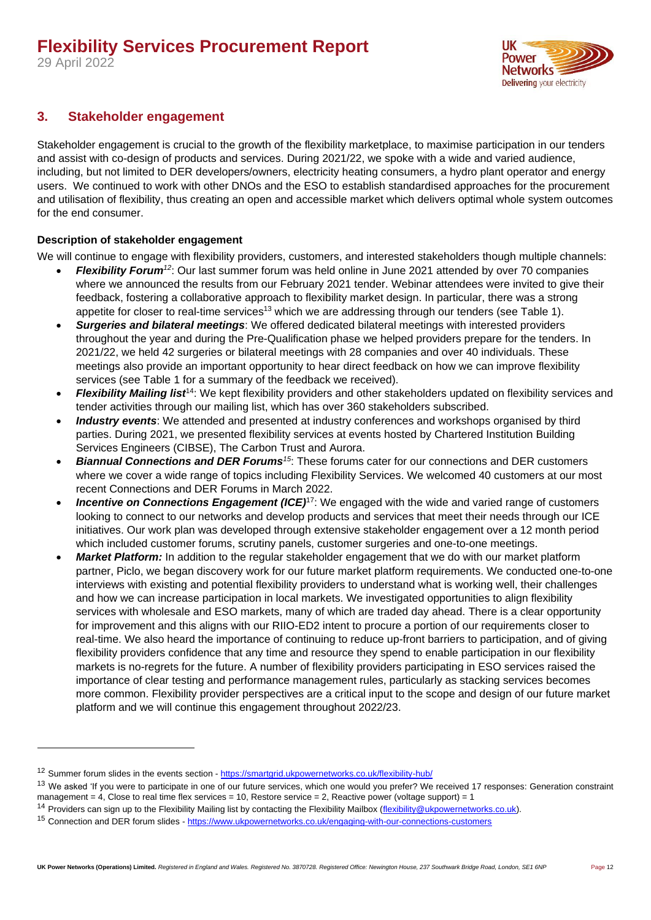## 3. Stakeholder engagement

Stakeholder engagement is crucial to the growth of the flexibility marketplace, to maximise participation in our tenders and assist with co-design of products and services. During 2021/22, we spoke with a wide and varied audience, including, but not limited to DER developers/owners, electricity heating consumers, a hydro plant operator and energy users. We continued to work with other DNOs and the ESO to establish standardised approaches for the procurement and utilisation of flexibility, thus creating an open and accessible market which delivers optimal whole system outcomes for the end consumer.

### Description of stakeholder engagement

We will continue to engage with flexibility providers, customers, and interested stakeholders though multiple channels:

- ***Flexibility Forum***[12]: Our last summer forum was held online in June 2021 attended by over 70 companies where we announced the results from our February 2021 tender. Webinar attendees were invited to give their feedback, fostering a collaborative approach to flexibility market design. In particular, there was a strong appetite for closer to real-time services[13] which we are addressing through our tenders (see Table 1).
- ***Surgeries and bilateral meetings***: We offered dedicated bilateral meetings with interested providers throughout the year and during the Pre-Qualification phase we helped providers prepare for the tenders. In 2021/22, we held 42 surgeries or bilateral meetings with 28 companies and over 40 individuals. These meetings also provide an important opportunity to hear direct feedback on how we can improve flexibility services (see Table 1 for a summary of the feedback we received).
- ***Flexibility Mailing list***[14]: We kept flexibility providers and other stakeholders updated on flexibility services and tender activities through our mailing list, which has over 360 stakeholders subscribed.
- ***Industry events***: We attended and presented at industry conferences and workshops organised by third parties. During 2021, we presented flexibility services at events hosted by Chartered Institution Building Services Engineers (CIBSE), The Carbon Trust and Aurora.
- ***Biannual Connections and DER Forums***[15]: These forums cater for our connections and DER customers where we cover a wide range of topics including Flexibility Services. We welcomed 40 customers at our most recent Connections and DER Forums in March 2022.
- ***Incentive on Connections Engagement (ICE)***[17]: We engaged with the wide and varied range of customers looking to connect to our networks and develop products and services that meet their needs through our ICE initiatives. Our work plan was developed through extensive stakeholder engagement over a 12 month period which included customer forums, scrutiny panels, customer surgeries and one-to-one meetings.
- ***Market Platform:*** In addition to the regular stakeholder engagement that we do with our market platform partner, Piclo, we began discovery work for our future market platform requirements. We conducted one-to-one interviews with existing and potential flexibility providers to understand what is working well, their challenges and how we can increase participation in local markets. We investigated opportunities to align flexibility services with wholesale and ESO markets, many of which are traded day ahead. There is a clear opportunity for improvement and this aligns with our RIIO-ED2 intent to procure a portion of our requirements closer to real-time. We also heard the importance of continuing to reduce up-front barriers to participation, and of giving flexibility providers confidence that any time and resource they spend to enable participation in our flexibility markets is no-regrets for the future. A number of flexibility providers participating in ESO services raised the importance of clear testing and performance management rules, particularly as stacking services becomes more common. Flexibility provider perspectives are a critical input to the scope and design of our future market platform and we will continue this engagement throughout 2022/23.

---

[12] Summer forum slides in the events section - https://smartgrid.ukpowernetworks.co.uk/flexibility-hub/

[13] We asked 'If you were to participate in one of our future services, which one would you prefer? We received 17 responses: Generation constraint management = 4, Close to real time flex services = 10, Restore service = 2, Reactive power (voltage support) = 1

[14] Providers can sign up to the Flexibility Mailing list by contacting the Flexibility Mailbox (flexibility@ukpowernetworks.co.uk).

[15] Connection and DER forum slides - https://www.ukpowernetworks.co.uk/engaging-with-our-connections-customers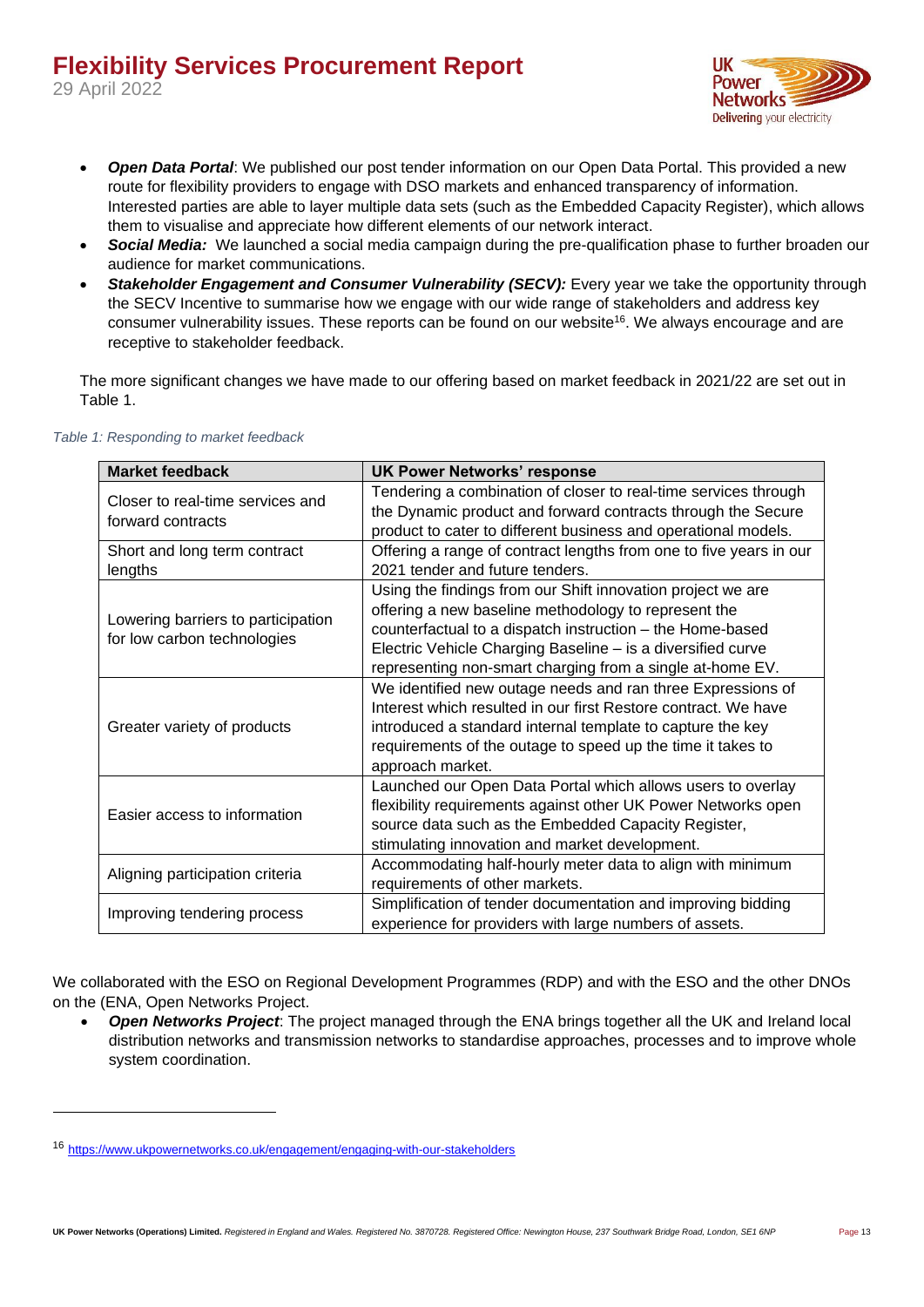- ***Open Data Portal***: We published our post tender information on our Open Data Portal. This provided a new route for flexibility providers to engage with DSO markets and enhanced transparency of information. Interested parties are able to layer multiple data sets (such as the Embedded Capacity Register), which allows them to visualise and appreciate how different elements of our network interact.
- ***Social Media:*** We launched a social media campaign during the pre-qualification phase to further broaden our audience for market communications.
- ***Stakeholder Engagement and Consumer Vulnerability (SECV):*** Every year we take the opportunity through the SECV Incentive to summarise how we engage with our wide range of stakeholders and address key consumer vulnerability issues. These reports can be found on our website[16]. We always encourage and are receptive to stakeholder feedback.

The more significant changes we have made to our offering based on market feedback in 2021/22 are set out in Table 1.

*Table 1: Responding to market feedback*

| Market feedback | UK Power Networks' response |
|---|---|
| Closer to real-time services and forward contracts | Tendering a combination of closer to real-time services through the Dynamic product and forward contracts through the Secure product to cater to different business and operational models. |
| Short and long term contract lengths | Offering a range of contract lengths from one to five years in our 2021 tender and future tenders. |
| Lowering barriers to participation for low carbon technologies | Using the findings from our Shift innovation project we are offering a new baseline methodology to represent the counterfactual to a dispatch instruction – the Home-based Electric Vehicle Charging Baseline – is a diversified curve representing non-smart charging from a single at-home EV. |
| Greater variety of products | We identified new outage needs and ran three Expressions of Interest which resulted in our first Restore contract. We have introduced a standard internal template to capture the key requirements of the outage to speed up the time it takes to approach market. |
| Easier access to information | Launched our Open Data Portal which allows users to overlay flexibility requirements against other UK Power Networks open source data such as the Embedded Capacity Register, stimulating innovation and market development. |
| Aligning participation criteria | Accommodating half-hourly meter data to align with minimum requirements of other markets. |
| Improving tendering process | Simplification of tender documentation and improving bidding experience for providers with large numbers of assets. |

We collaborated with the ESO on Regional Development Programmes (RDP) and with the ESO and the other DNOs on the (ENA, Open Networks Project.

- ***Open Networks Project***: The project managed through the ENA brings together all the UK and Ireland local distribution networks and transmission networks to standardise approaches, processes and to improve whole system coordination.

[16] https://www.ukpowernetworks.co.uk/engagement/engaging-with-our-stakeholders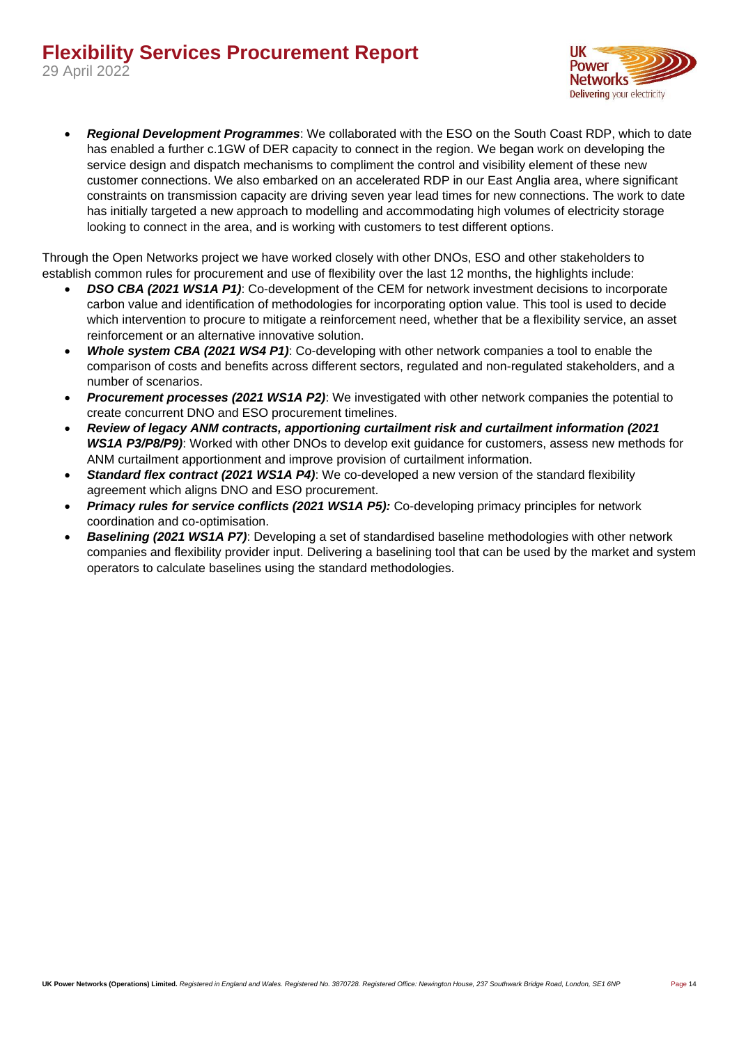- ***Regional Development Programmes***: We collaborated with the ESO on the South Coast RDP, which to date has enabled a further c.1GW of DER capacity to connect in the region. We began work on developing the service design and dispatch mechanisms to compliment the control and visibility element of these new customer connections. We also embarked on an accelerated RDP in our East Anglia area, where significant constraints on transmission capacity are driving seven year lead times for new connections. The work to date has initially targeted a new approach to modelling and accommodating high volumes of electricity storage looking to connect in the area, and is working with customers to test different options.

Through the Open Networks project we have worked closely with other DNOs, ESO and other stakeholders to establish common rules for procurement and use of flexibility over the last 12 months, the highlights include:

- ***DSO CBA (2021 WS1A P1)***: Co-development of the CEM for network investment decisions to incorporate carbon value and identification of methodologies for incorporating option value. This tool is used to decide which intervention to procure to mitigate a reinforcement need, whether that be a flexibility service, an asset reinforcement or an alternative innovative solution.
- ***Whole system CBA (2021 WS4 P1)***: Co-developing with other network companies a tool to enable the comparison of costs and benefits across different sectors, regulated and non-regulated stakeholders, and a number of scenarios.
- ***Procurement processes (2021 WS1A P2)***: We investigated with other network companies the potential to create concurrent DNO and ESO procurement timelines.
- ***Review of legacy ANM contracts, apportioning curtailment risk and curtailment information (2021 WS1A P3/P8/P9)***: Worked with other DNOs to develop exit guidance for customers, assess new methods for ANM curtailment apportionment and improve provision of curtailment information.
- ***Standard flex contract (2021 WS1A P4)***: We co-developed a new version of the standard flexibility agreement which aligns DNO and ESO procurement.
- ***Primacy rules for service conflicts (2021 WS1A P5):*** Co-developing primacy principles for network coordination and co-optimisation.
- ***Baselining (2021 WS1A P7)***: Developing a set of standardised baseline methodologies with other network companies and flexibility provider input. Delivering a baselining tool that can be used by the market and system operators to calculate baselines using the standard methodologies.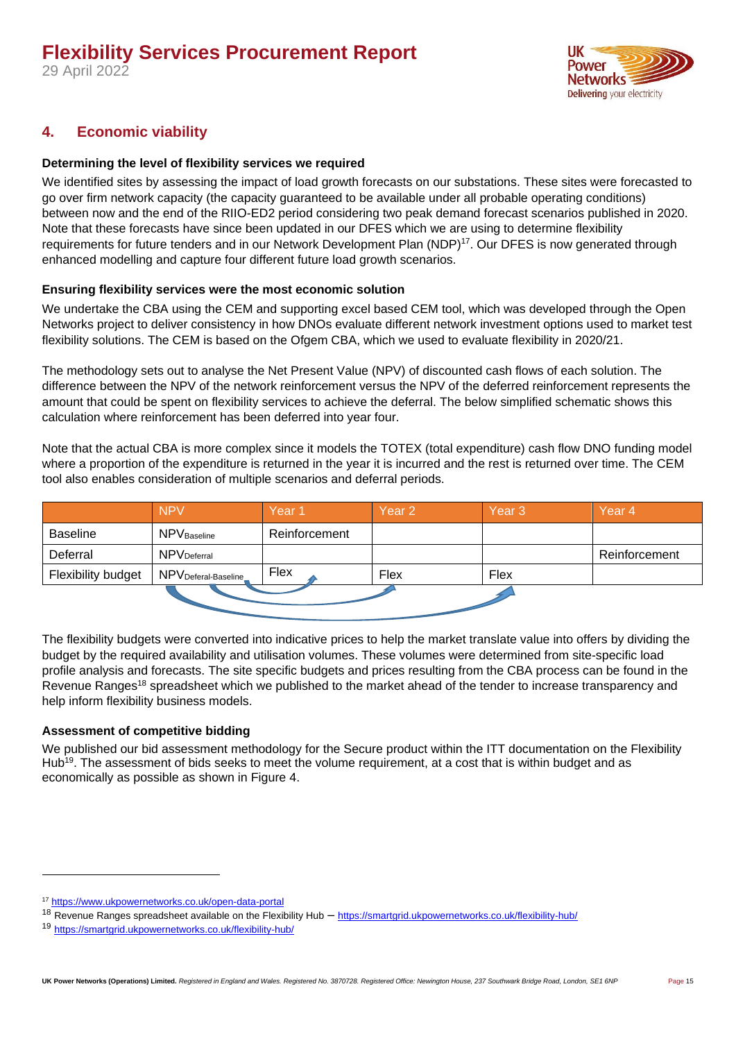## 4. Economic viability

### Determining the level of flexibility services we required

We identified sites by assessing the impact of load growth forecasts on our substations. These sites were forecasted to go over firm network capacity (the capacity guaranteed to be available under all probable operating conditions) between now and the end of the RIIO-ED2 period considering two peak demand forecast scenarios published in 2020. Note that these forecasts have since been updated in our DFES which we are using to determine flexibility requirements for future tenders and in our Network Development Plan (NDP)[17]. Our DFES is now generated through enhanced modelling and capture four different future load growth scenarios.

### Ensuring flexibility services were the most economic solution

We undertake the CBA using the CEM and supporting excel based CEM tool, which was developed through the Open Networks project to deliver consistency in how DNOs evaluate different network investment options used to market test flexibility solutions. The CEM is based on the Ofgem CBA, which we used to evaluate flexibility in 2020/21.

The methodology sets out to analyse the Net Present Value (NPV) of discounted cash flows of each solution. The difference between the NPV of the network reinforcement versus the NPV of the deferred reinforcement represents the amount that could be spent on flexibility services to achieve the deferral. The below simplified schematic shows this calculation where reinforcement has been deferred into year four.

Note that the actual CBA is more complex since it models the TOTEX (total expenditure) cash flow DNO funding model where a proportion of the expenditure is returned in the year it is incurred and the rest is returned over time. The CEM tool also enables consideration of multiple scenarios and deferral periods.

| | NPV | Year 1 | Year 2 | Year 3 | Year 4 |
|---|---|---|---|---|---|
| Baseline | $NPV_{Baseline}$ | Reinforcement | | | |
| Deferral | $NPV_{Deferral}$ | | | | Reinforcement |
| Flexibility budget | $NPV_{Deferal\text{-}Baseline}$ | Flex | Flex | Flex | |

The flexibility budgets were converted into indicative prices to help the market translate value into offers by dividing the budget by the required availability and utilisation volumes. These volumes were determined from site-specific load profile analysis and forecasts. The site specific budgets and prices resulting from the CBA process can be found in the Revenue Ranges[18] spreadsheet which we published to the market ahead of the tender to increase transparency and help inform flexibility business models.

### Assessment of competitive bidding

We published our bid assessment methodology for the Secure product within the ITT documentation on the Flexibility Hub[19]. The assessment of bids seeks to meet the volume requirement, at a cost that is within budget and as economically as possible as shown in Figure 4.

---

[17] https://www.ukpowernetworks.co.uk/open-data-portal

[18] Revenue Ranges spreadsheet available on the Flexibility Hub – https://smartgrid.ukpowernetworks.co.uk/flexibility-hub/

[19] https://smartgrid.ukpowernetworks.co.uk/flexibility-hub/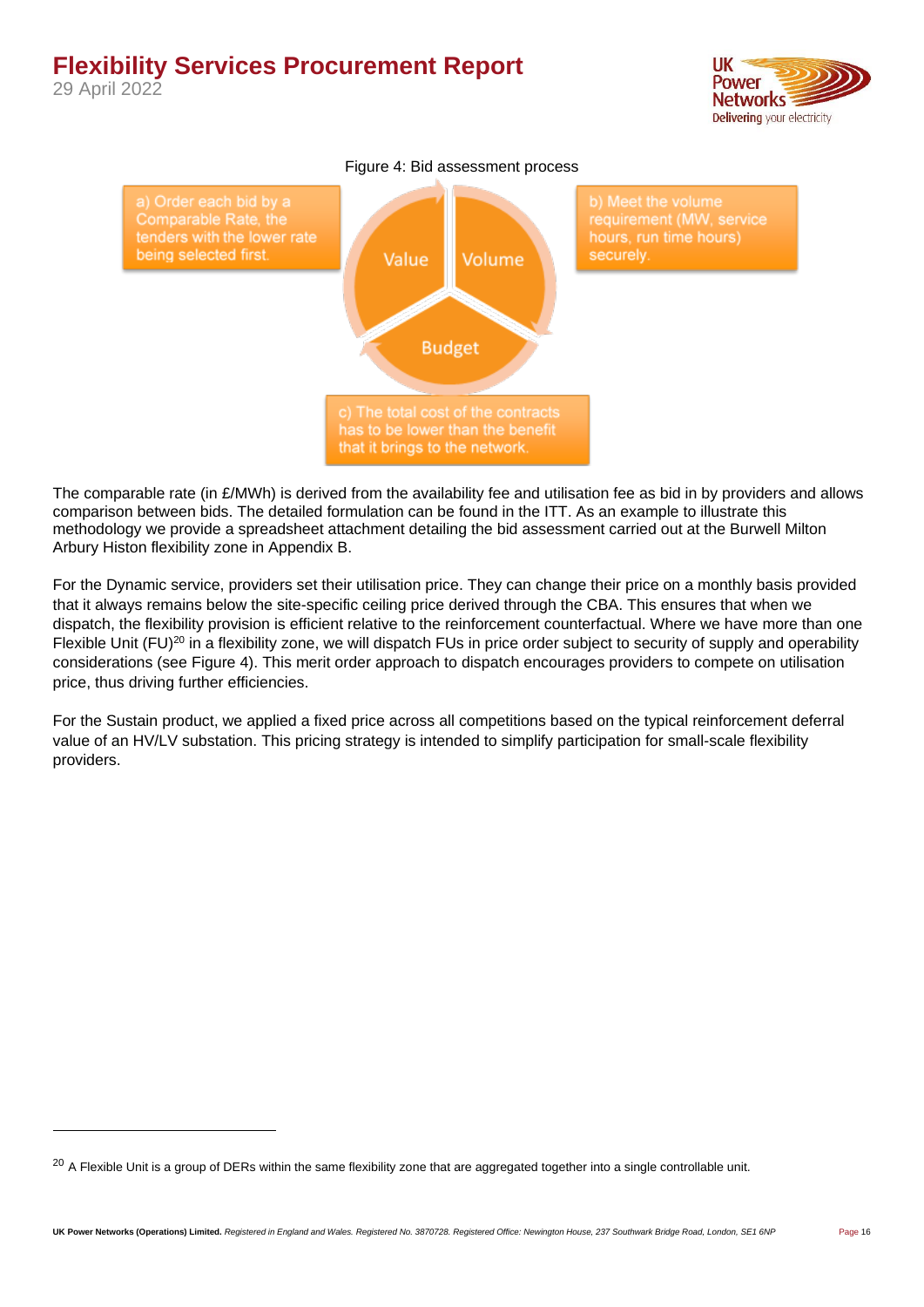Figure 4: Bid assessment process

a) Order each bid by a Comparable Rate, the tenders with the lower rate being selected first.

Value

Volume

b) Meet the volume requirement (MW, service hours, run time hours) securely.

Budget

c) The total cost of the contracts has to be lower than the benefit that it brings to the network.

The comparable rate (in £/MWh) is derived from the availability fee and utilisation fee as bid in by providers and allows comparison between bids. The detailed formulation can be found in the ITT. As an example to illustrate this methodology we provide a spreadsheet attachment detailing the bid assessment carried out at the Burwell Milton Arbury Histon flexibility zone in Appendix B.

For the Dynamic service, providers set their utilisation price. They can change their price on a monthly basis provided that it always remains below the site-specific ceiling price derived through the CBA. This ensures that when we dispatch, the flexibility provision is efficient relative to the reinforcement counterfactual. Where we have more than one Flexible Unit (FU)[20] in a flexibility zone, we will dispatch FUs in price order subject to security of supply and operability considerations (see Figure 4). This merit order approach to dispatch encourages providers to compete on utilisation price, thus driving further efficiencies.

For the Sustain product, we applied a fixed price across all competitions based on the typical reinforcement deferral value of an HV/LV substation. This pricing strategy is intended to simplify participation for small-scale flexibility providers.

[20] A Flexible Unit is a group of DERs within the same flexibility zone that are aggregated together into a single controllable unit.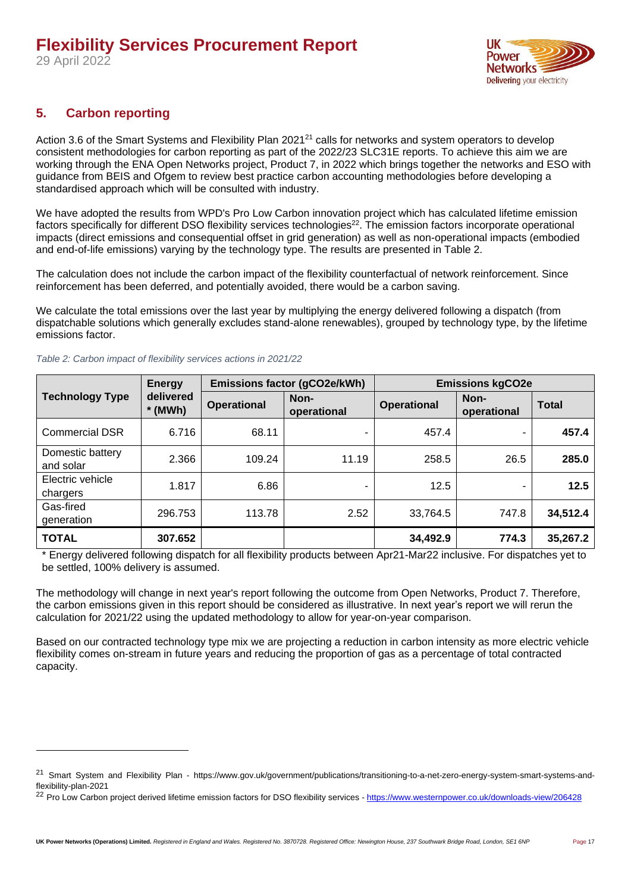## 5. Carbon reporting

Action 3.6 of the Smart Systems and Flexibility Plan 2021[21] calls for networks and system operators to develop consistent methodologies for carbon reporting as part of the 2022/23 SLC31E reports. To achieve this aim we are working through the ENA Open Networks project, Product 7, in 2022 which brings together the networks and ESO with guidance from BEIS and Ofgem to review best practice carbon accounting methodologies before developing a standardised approach which will be consulted with industry.

We have adopted the results from WPD's Pro Low Carbon innovation project which has calculated lifetime emission factors specifically for different DSO flexibility services technologies[22]. The emission factors incorporate operational impacts (direct emissions and consequential offset in grid generation) as well as non-operational impacts (embodied and end-of-life emissions) varying by the technology type. The results are presented in Table 2.

The calculation does not include the carbon impact of the flexibility counterfactual of network reinforcement. Since reinforcement has been deferred, and potentially avoided, there would be a carbon saving.

We calculate the total emissions over the last year by multiplying the energy delivered following a dispatch (from dispatchable solutions which generally excludes stand-alone renewables), grouped by technology type, by the lifetime emissions factor.

*Table 2: Carbon impact of flexibility services actions in 2021/22*

| Technology Type | Energy delivered * (MWh) | Emissions factor (gCO2e/kWh) | | Emissions kgCO2e | | |
|---|---|---|---|---|---|---|
| | | Operational | Non-operational | Operational | Non-operational | Total |
| Commercial DSR | 6.716 | 68.11 | - | 457.4 | - | **457.4** |
| Domestic battery and solar | 2.366 | 109.24 | 11.19 | 258.5 | 26.5 | **285.0** |
| Electric vehicle chargers | 1.817 | 6.86 | - | 12.5 | - | **12.5** |
| Gas-fired generation | 296.753 | 113.78 | 2.52 | 33,764.5 | 747.8 | **34,512.4** |
| **TOTAL** | **307.652** | | | **34,492.9** | **774.3** | **35,267.2** |

\* Energy delivered following dispatch for all flexibility products between Apr21-Mar22 inclusive. For dispatches yet to be settled, 100% delivery is assumed.

The methodology will change in next year's report following the outcome from Open Networks, Product 7. Therefore, the carbon emissions given in this report should be considered as illustrative. In next year's report we will rerun the calculation for 2021/22 using the updated methodology to allow for year-on-year comparison.

Based on our contracted technology type mix we are projecting a reduction in carbon intensity as more electric vehicle flexibility comes on-stream in future years and reducing the proportion of gas as a percentage of total contracted capacity.

---

[21] Smart System and Flexibility Plan - https://www.gov.uk/government/publications/transitioning-to-a-net-zero-energy-system-smart-systems-and-flexibility-plan-2021

[22] Pro Low Carbon project derived lifetime emission factors for DSO flexibility services - https://www.westernpower.co.uk/downloads-view/206428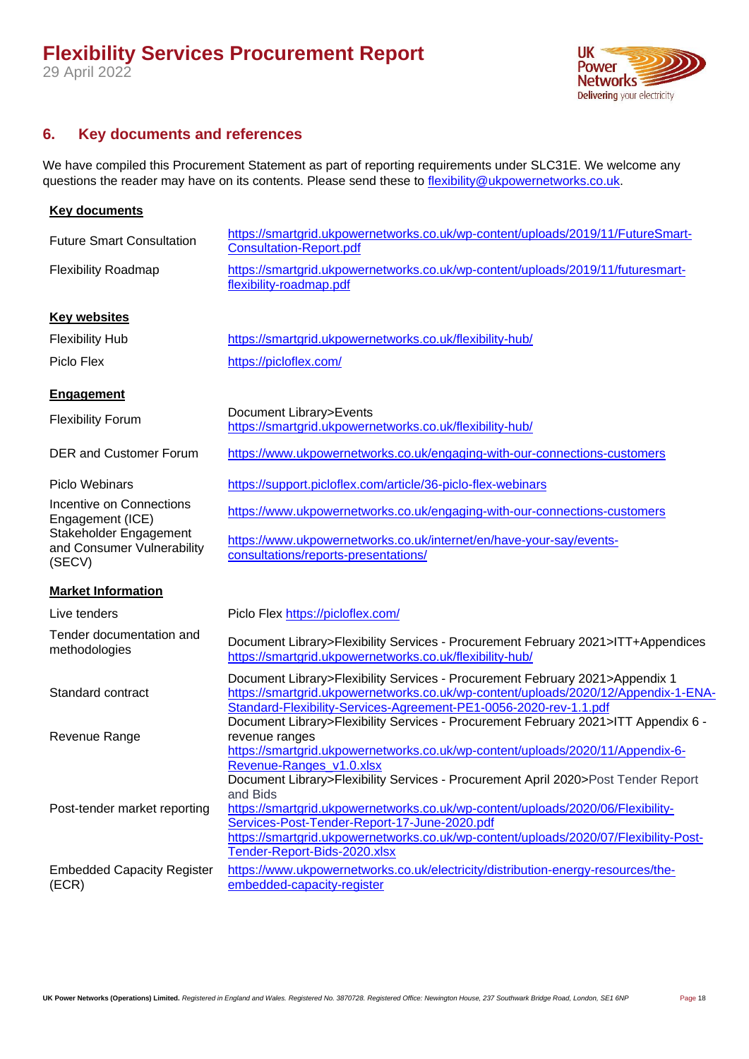## 6. Key documents and references

We have compiled this Procurement Statement as part of reporting requirements under SLC31E. We welcome any questions the reader may have on its contents. Please send these to flexibility@ukpowernetworks.co.uk.

**Key documents**

| | |
|---|---|
| Future Smart Consultation | https://smartgrid.ukpowernetworks.co.uk/wp-content/uploads/2019/11/FutureSmart-Consultation-Report.pdf |
| Flexibility Roadmap | https://smartgrid.ukpowernetworks.co.uk/wp-content/uploads/2019/11/futuresmart-flexibility-roadmap.pdf |

**Key websites**

| | |
|---|---|
| Flexibility Hub | https://smartgrid.ukpowernetworks.co.uk/flexibility-hub/ |
| Piclo Flex | https://picloflex.com/ |

**Engagement**

| | |
|---|---|
| Flexibility Forum | Document Library>Events https://smartgrid.ukpowernetworks.co.uk/flexibility-hub/ |
| DER and Customer Forum | https://www.ukpowernetworks.co.uk/engaging-with-our-connections-customers |
| Piclo Webinars | https://support.picloflex.com/article/36-piclo-flex-webinars |
| Incentive on Connections Engagement (ICE) | https://www.ukpowernetworks.co.uk/engaging-with-our-connections-customers |
| Stakeholder Engagement and Consumer Vulnerability (SECV) | https://www.ukpowernetworks.co.uk/internet/en/have-your-say/events-consultations/reports-presentations/ |

**Market Information**

| | |
|---|---|
| Live tenders | Piclo Flex https://picloflex.com/ |
| Tender documentation and methodologies | Document Library>Flexibility Services - Procurement February 2021>ITT+Appendices https://smartgrid.ukpowernetworks.co.uk/flexibility-hub/ |
| Standard contract | Document Library>Flexibility Services - Procurement February 2021>Appendix 1 https://smartgrid.ukpowernetworks.co.uk/wp-content/uploads/2020/12/Appendix-1-ENA-Standard-Flexibility-Services-Agreement-PE1-0056-2020-rev-1.1.pdf |
| Revenue Range | Document Library>Flexibility Services - Procurement February 2021>ITT Appendix 6 - revenue ranges https://smartgrid.ukpowernetworks.co.uk/wp-content/uploads/2020/11/Appendix-6-Revenue-Ranges_v1.0.xlsx |
| Post-tender market reporting | Document Library>Flexibility Services - Procurement April 2020>Post Tender Report and Bids https://smartgrid.ukpowernetworks.co.uk/wp-content/uploads/2020/06/Flexibility-Services-Post-Tender-Report-17-June-2020.pdf https://smartgrid.ukpowernetworks.co.uk/wp-content/uploads/2020/07/Flexibility-Post-Tender-Report-Bids-2020.xlsx |
| Embedded Capacity Register (ECR) | https://www.ukpowernetworks.co.uk/electricity/distribution-energy-resources/the-embedded-capacity-register |

UK Power Networks (Operations) Limited. Registered in England and Wales. Registered No. 3870728. Registered Office: Newington House, 237 Southwark Bridge Road, London, SE1 6NP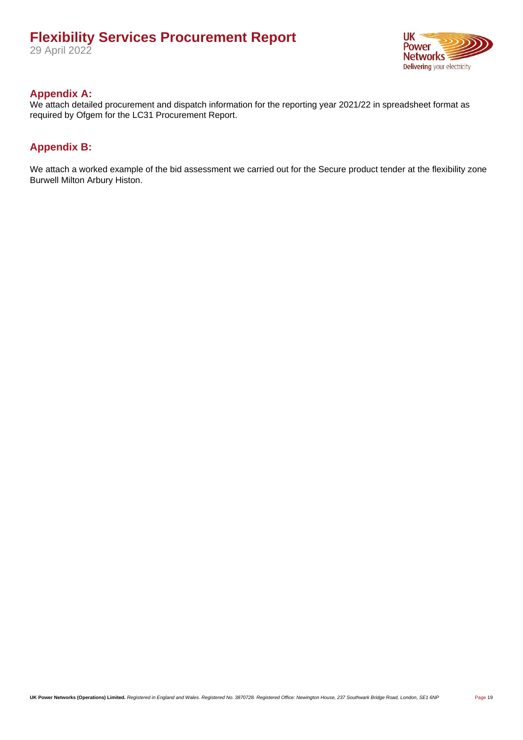## Appendix A:

We attach detailed procurement and dispatch information for the reporting year 2021/22 in spreadsheet format as required by Ofgem for the LC31 Procurement Report.

## Appendix B:

We attach a worked example of the bid assessment we carried out for the Secure product tender at the flexibility zone Burwell Milton Arbury Histon.